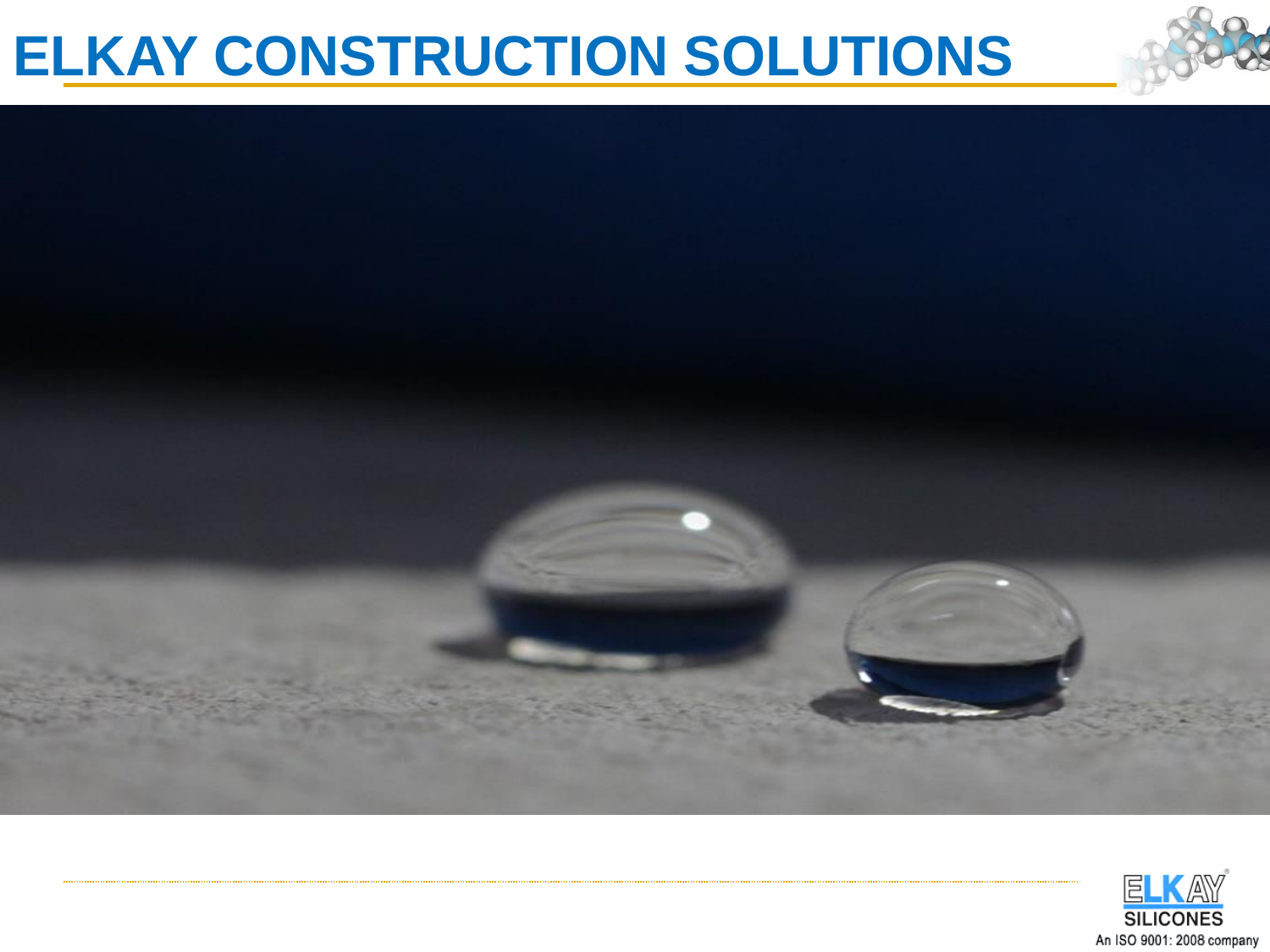# ELKAY CONSTRUCTION SOLUTIONS

ELKAY SILICONES

An ISO 9001: 2008 company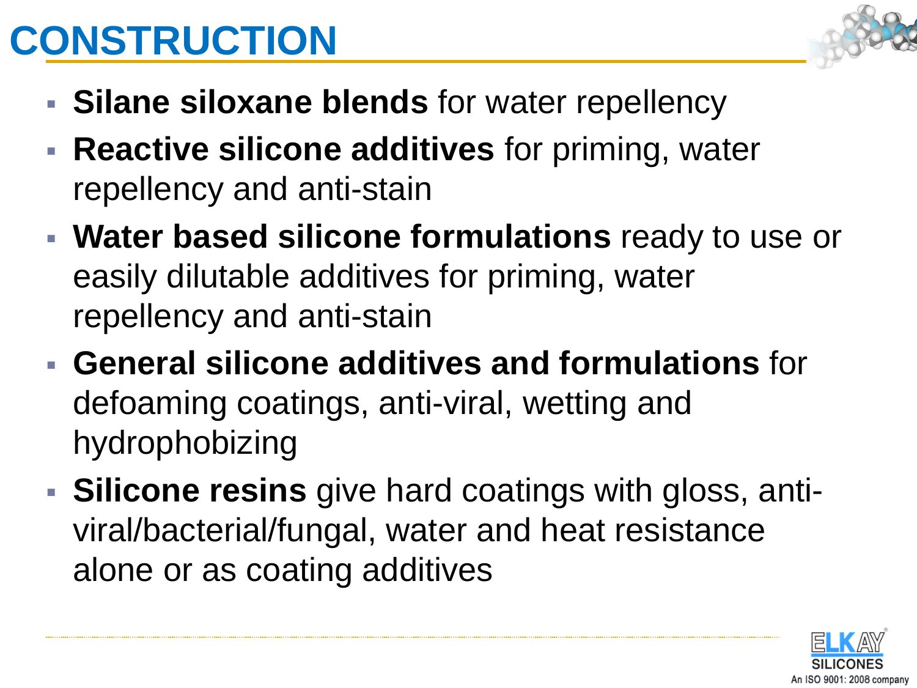# CONSTRUCTION

- **Silane siloxane blends** for water repellency
- **Reactive silicone additives** for priming, water repellency and anti-stain
- **Water based silicone formulations** ready to use or easily dilutable additives for priming, water repellency and anti-stain
- **General silicone additives and formulations** for defoaming coatings, anti-viral, wetting and hydrophobizing
- **Silicone resins** give hard coatings with gloss, anti-viral/bacterial/fungal, water and heat resistance alone or as coating additives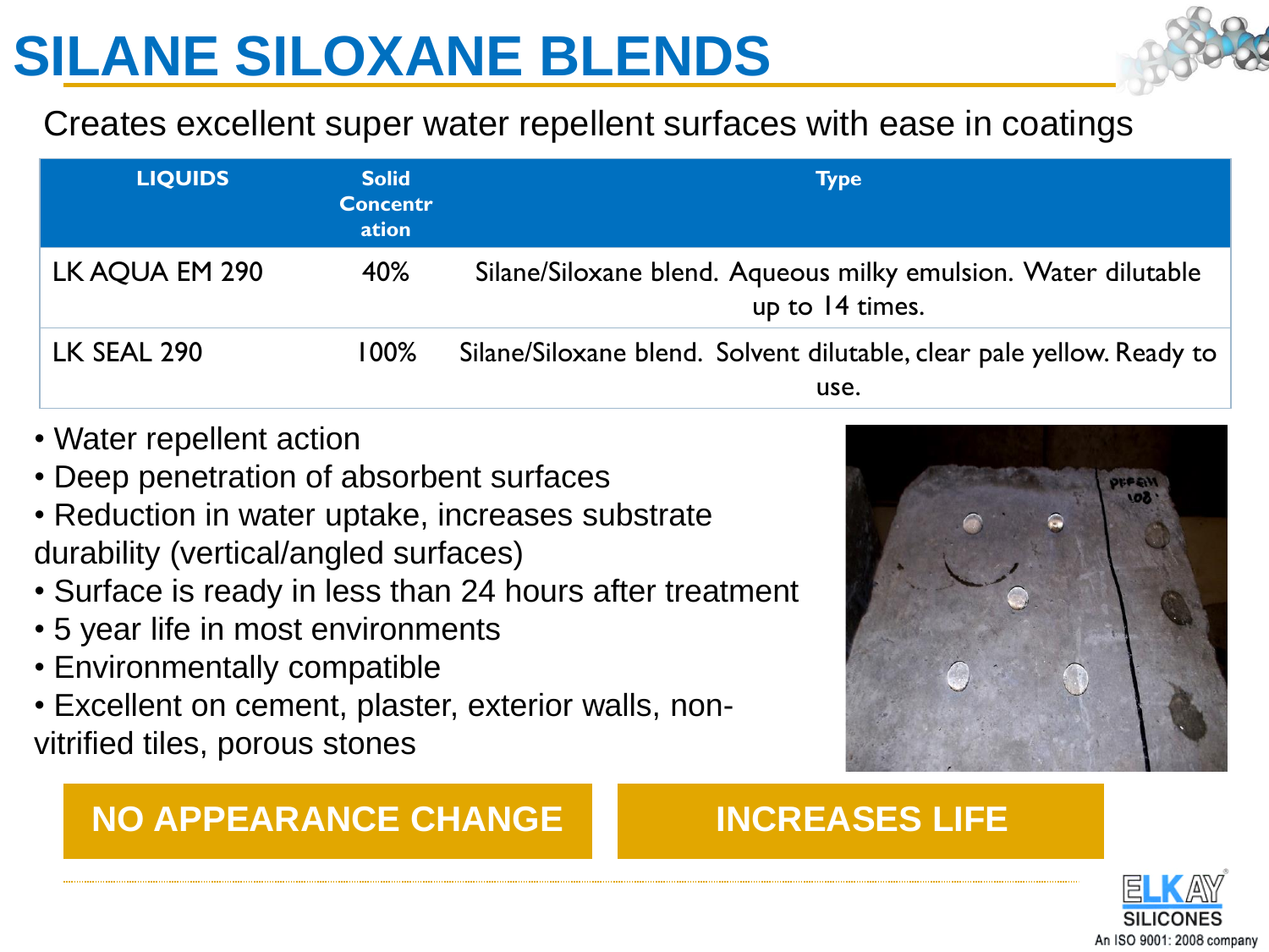# SILANE SILOXANE BLENDS

Creates excellent super water repellent surfaces with ease in coatings

| LIQUIDS | Solid Concentration | Type |
|---|---|---|
| LK AQUA EM 290 | 40% | Silane/Siloxane blend. Aqueous milky emulsion. Water dilutable up to 14 times. |
| LK SEAL 290 | 100% | Silane/Siloxane blend. Solvent dilutable, clear pale yellow. Ready to use. |

- Water repellent action
- Deep penetration of absorbent surfaces
- Reduction in water uptake, increases substrate durability (vertical/angled surfaces)
- Surface is ready in less than 24 hours after treatment
- 5 year life in most environments
- Environmentally compatible
- Excellent on cement, plaster, exterior walls, non-vitrified tiles, porous stones

**NO APPEARANCE CHANGE**

**INCREASES LIFE**

ELKAY SILICONES
An ISO 9001: 2008 company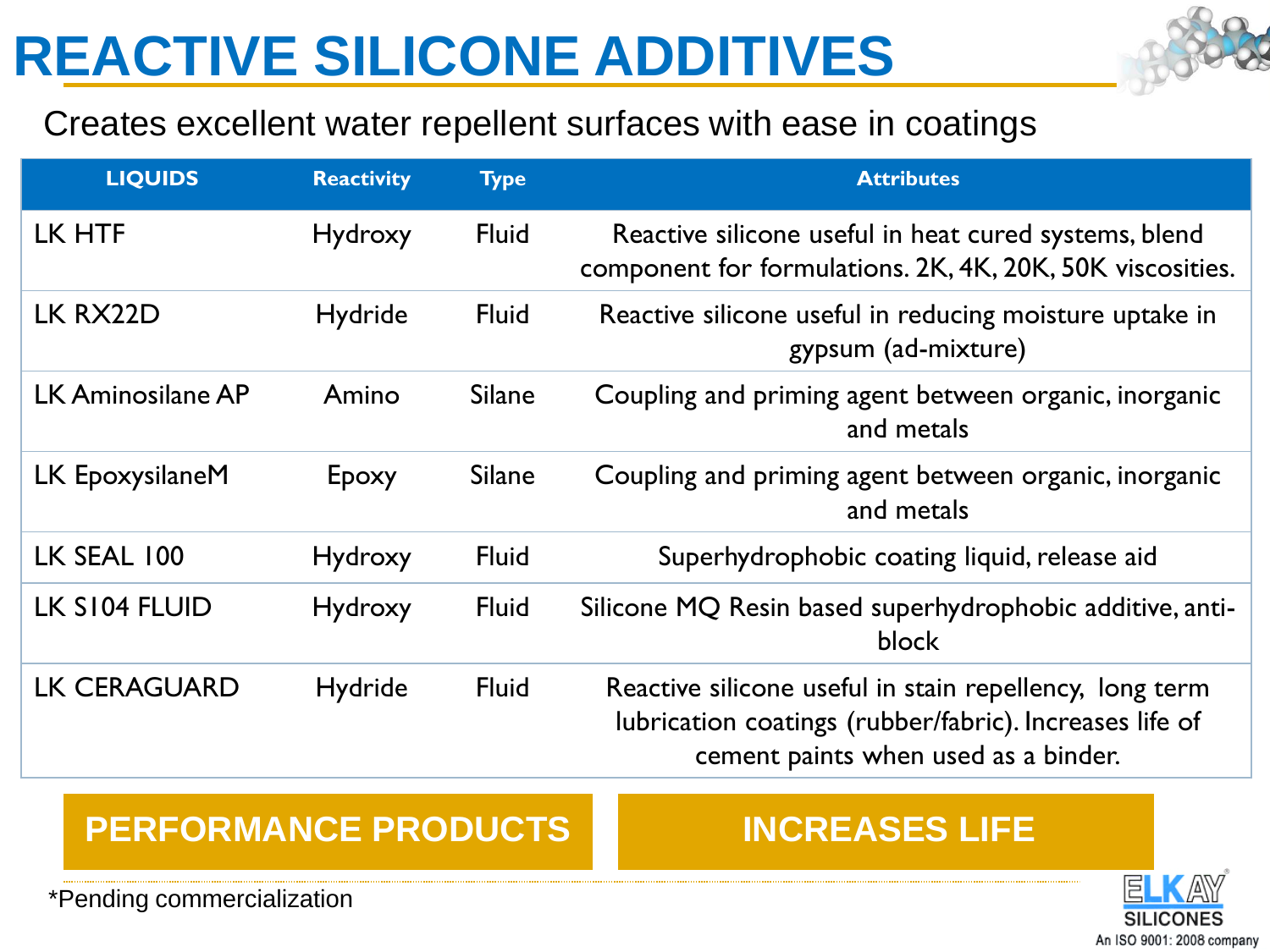# REACTIVE SILICONE ADDITIVES

Creates excellent water repellent surfaces with ease in coatings

| LIQUIDS | Reactivity | Type | Attributes |
|---|---|---|---|
| LK HTF | Hydroxy | Fluid | Reactive silicone useful in heat cured systems, blend component for formulations. 2K, 4K, 20K, 50K viscosities. |
| LK RX22D | Hydride | Fluid | Reactive silicone useful in reducing moisture uptake in gypsum (ad-mixture) |
| LK Aminosilane AP | Amino | Silane | Coupling and priming agent between organic, inorganic and metals |
| LK EpoxysilaneM | Epoxy | Silane | Coupling and priming agent between organic, inorganic and metals |
| LK SEAL 100 | Hydroxy | Fluid | Superhydrophobic coating liquid, release aid |
| LK S104 FLUID | Hydroxy | Fluid | Silicone MQ Resin based superhydrophobic additive, anti-block |
| LK CERAGUARD | Hydride | Fluid | Reactive silicone useful in stain repellency, long term lubrication coatings (rubber/fabric). Increases life of cement paints when used as a binder. |

**PERFORMANCE PRODUCTS** **INCREASES LIFE**

*Pending commercialization

ELKAY SILICONES
An ISO 9001: 2008 company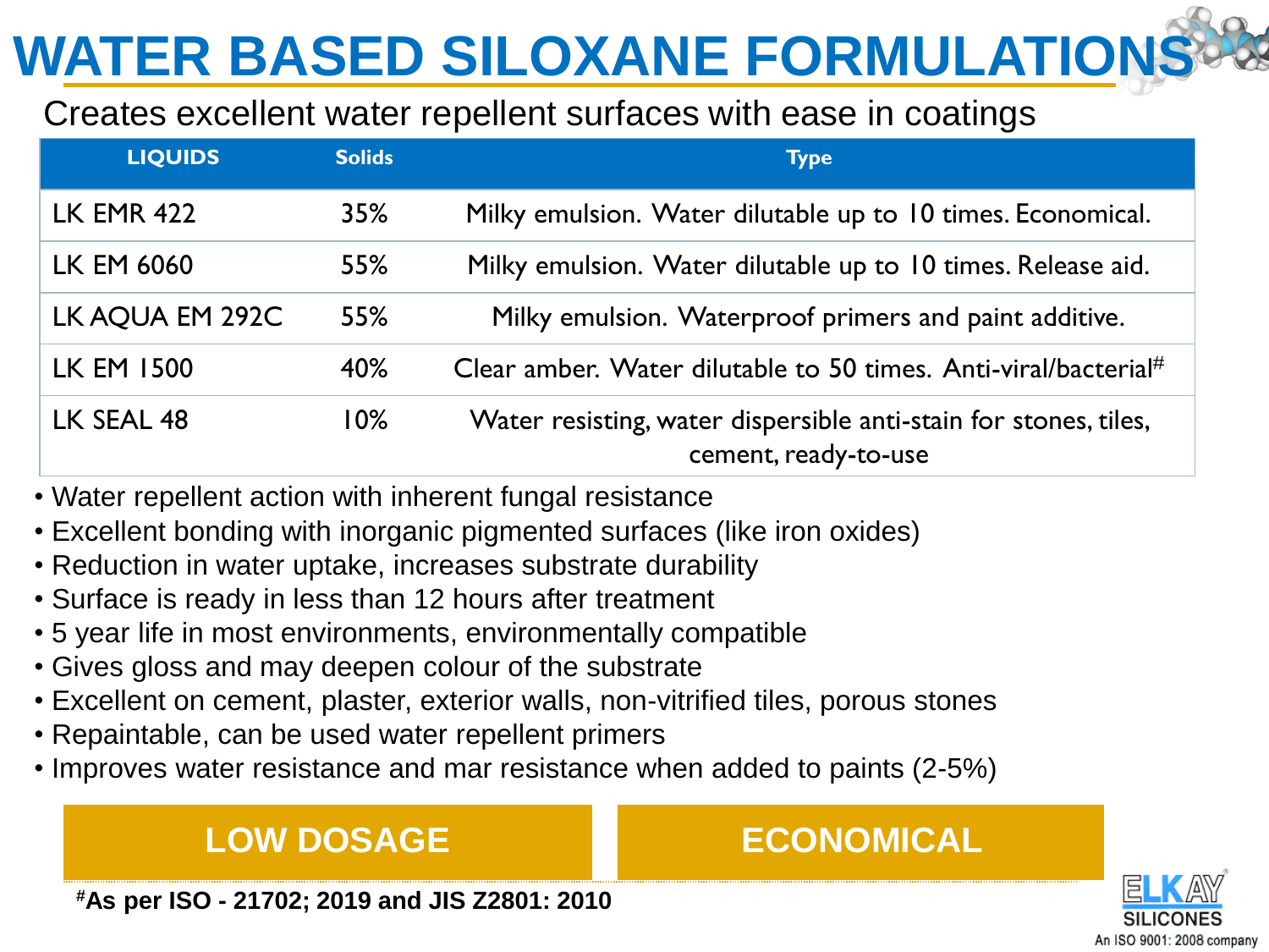# WATER BASED SILOXANE FORMULATIONS

Creates excellent water repellent surfaces with ease in coatings

| LIQUIDS | Solids | Type |
|---|---|---|
| LK EMR 422 | 35% | Milky emulsion. Water dilutable up to 10 times. Economical. |
| LK EM 6060 | 55% | Milky emulsion. Water dilutable up to 10 times. Release aid. |
| LK AQUA EM 292C | 55% | Milky emulsion. Waterproof primers and paint additive. |
| LK EM 1500 | 40% | Clear amber. Water dilutable to 50 times. Anti-viral/bacterial# |
| LK SEAL 48 | 10% | Water resisting, water dispersible anti-stain for stones, tiles, cement, ready-to-use |

- Water repellent action with inherent fungal resistance
- Excellent bonding with inorganic pigmented surfaces (like iron oxides)
- Reduction in water uptake, increases substrate durability
- Surface is ready in less than 12 hours after treatment
- 5 year life in most environments, environmentally compatible
- Gives gloss and may deepen colour of the substrate
- Excellent on cement, plaster, exterior walls, non-vitrified tiles, porous stones
- Repaintable, can be used water repellent primers
- Improves water resistance and mar resistance when added to paints (2-5%)

**LOW DOSAGE** | **ECONOMICAL**

**#As per ISO - 21702; 2019 and JIS Z2801: 2010**

ELKAY SILICONES
An ISO 9001: 2008 company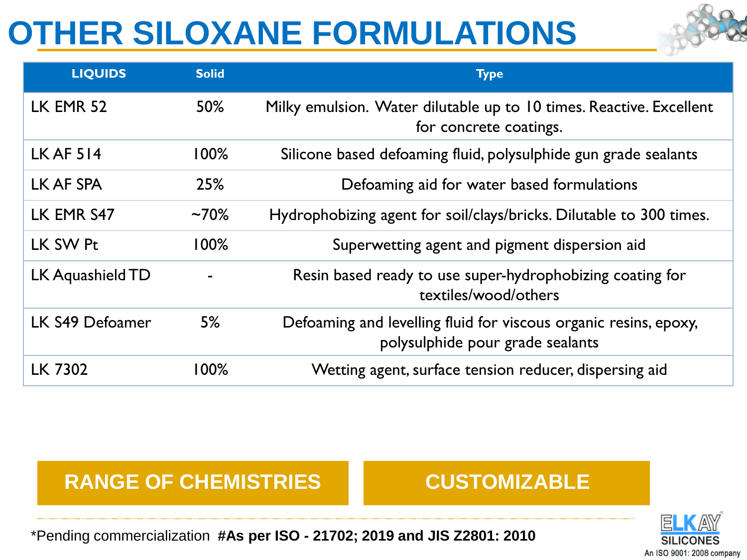# OTHER SILOXANE FORMULATIONS

| LIQUIDS | Solid | Type |
|---|---|---|
| LK EMR 52 | 50% | Milky emulsion. Water dilutable up to 10 times. Reactive. Excellent for concrete coatings. |
| LK AF 514 | 100% | Silicone based defoaming fluid, polysulphide gun grade sealants |
| LK AF SPA | 25% | Defoaming aid for water based formulations |
| LK EMR S47 | ~70% | Hydrophobizing agent for soil/clays/bricks. Dilutable to 300 times. |
| LK SW Pt | 100% | Superwetting agent and pigment dispersion aid |
| LK Aquashield TD | - | Resin based ready to use super-hydrophobizing coating for textiles/wood/others |
| LK S49 Defoamer | 5% | Defoaming and levelling fluid for viscous organic resins, epoxy, polysulphide pour grade sealants |
| LK 7302 | 100% | Wetting agent, surface tension reducer, dispersing aid |

**RANGE OF CHEMISTRIES**

**CUSTOMIZABLE**

*Pending commercialization **#As per ISO - 21702; 2019 and JIS Z2801: 2010**

ELKAY SILICONES
An ISO 9001: 2008 company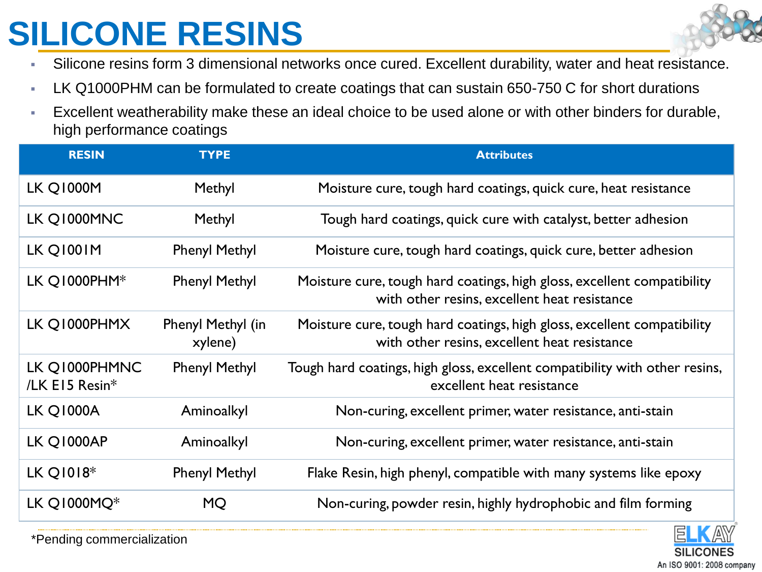# SILICONE RESINS

- Silicone resins form 3 dimensional networks once cured. Excellent durability, water and heat resistance.
- LK Q1000PHM can be formulated to create coatings that can sustain 650-750 C for short durations
- Excellent weatherability make these an ideal choice to be used alone or with other binders for durable, high performance coatings

| RESIN | TYPE | Attributes |
|---|---|---|
| LK Q1000M | Methyl | Moisture cure, tough hard coatings, quick cure, heat resistance |
| LK Q1000MNC | Methyl | Tough hard coatings, quick cure with catalyst, better adhesion |
| LK Q1001M | Phenyl Methyl | Moisture cure, tough hard coatings, quick cure, better adhesion |
| LK Q1000PHM* | Phenyl Methyl | Moisture cure, tough hard coatings, high gloss, excellent compatibility with other resins, excellent heat resistance |
| LK Q1000PHMX | Phenyl Methyl (in xylene) | Moisture cure, tough hard coatings, high gloss, excellent compatibility with other resins, excellent heat resistance |
| LK Q1000PHMNC /LK E15 Resin* | Phenyl Methyl | Tough hard coatings, high gloss, excellent compatibility with other resins, excellent heat resistance |
| LK Q1000A | Aminoalkyl | Non-curing, excellent primer, water resistance, anti-stain |
| LK Q1000AP | Aminoalkyl | Non-curing, excellent primer, water resistance, anti-stain |
| LK Q1018* | Phenyl Methyl | Flake Resin, high phenyl, compatible with many systems like epoxy |
| LK Q1000MQ* | MQ | Non-curing, powder resin, highly hydrophobic and film forming |

*Pending commercialization

ELKAY SILICONES
An ISO 9001: 2008 company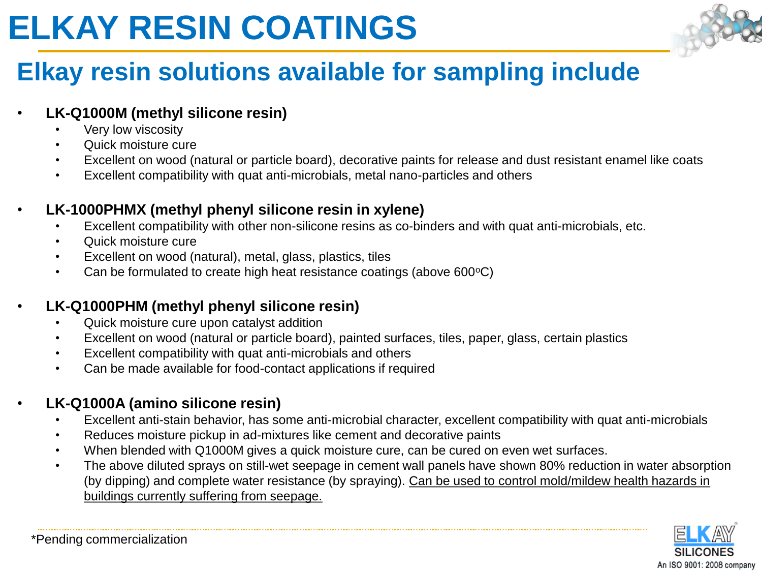# ELKAY RESIN COATINGS

## Elkay resin solutions available for sampling include

- **LK-Q1000M (methyl silicone resin)**
  - Very low viscosity
  - Quick moisture cure
  - Excellent on wood (natural or particle board), decorative paints for release and dust resistant enamel like coats
  - Excellent compatibility with quat anti-microbials, metal nano-particles and others

- **LK-1000PHMX (methyl phenyl silicone resin in xylene)**
  - Excellent compatibility with other non-silicone resins as co-binders and with quat anti-microbials, etc.
  - Quick moisture cure
  - Excellent on wood (natural), metal, glass, plastics, tiles
  - Can be formulated to create high heat resistance coatings (above 600$^{o}$C)

- **LK-Q1000PHM (methyl phenyl silicone resin)**
  - Quick moisture cure upon catalyst addition
  - Excellent on wood (natural or particle board), painted surfaces, tiles, paper, glass, certain plastics
  - Excellent compatibility with quat anti-microbials and others
  - Can be made available for food-contact applications if required

- **LK-Q1000A (amino silicone resin)**
  - Excellent anti-stain behavior, has some anti-microbial character, excellent compatibility with quat anti-microbials
  - Reduces moisture pickup in ad-mixtures like cement and decorative paints
  - When blended with Q1000M gives a quick moisture cure, can be cured on even wet surfaces.
  - The above diluted sprays on still-wet seepage in cement wall panels have shown 80% reduction in water absorption (by dipping) and complete water resistance (by spraying). Can be used to control mold/mildew health hazards in buildings currently suffering from seepage.

*Pending commercialization

ELKAY SILICONES
An ISO 9001: 2008 company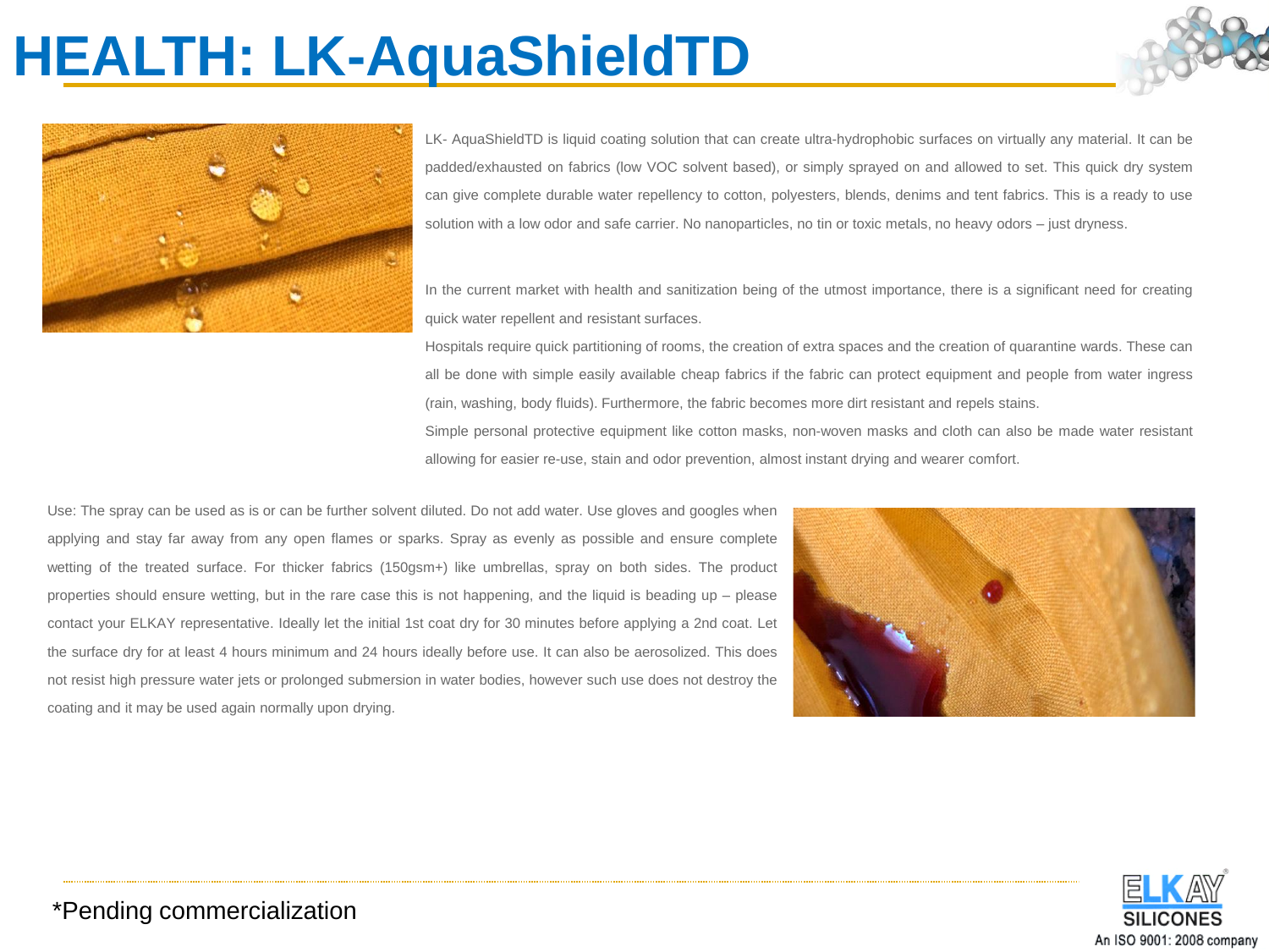# HEALTH: LK-AquaShieldTD

LK- AquaShieldTD is liquid coating solution that can create ultra-hydrophobic surfaces on virtually any material. It can be padded/exhausted on fabrics (low VOC solvent based), or simply sprayed on and allowed to set. This quick dry system can give complete durable water repellency to cotton, polyesters, blends, denims and tent fabrics. This is a ready to use solution with a low odor and safe carrier. No nanoparticles, no tin or toxic metals, no heavy odors – just dryness.

In the current market with health and sanitization being of the utmost importance, there is a significant need for creating quick water repellent and resistant surfaces.

Hospitals require quick partitioning of rooms, the creation of extra spaces and the creation of quarantine wards. These can all be done with simple easily available cheap fabrics if the fabric can protect equipment and people from water ingress (rain, washing, body fluids). Furthermore, the fabric becomes more dirt resistant and repels stains.

Simple personal protective equipment like cotton masks, non-woven masks and cloth can also be made water resistant allowing for easier re-use, stain and odor prevention, almost instant drying and wearer comfort.

Use: The spray can be used as is or can be further solvent diluted. Do not add water. Use gloves and googles when applying and stay far away from any open flames or sparks. Spray as evenly as possible and ensure complete wetting of the treated surface. For thicker fabrics (150gsm+) like umbrellas, spray on both sides. The product properties should ensure wetting, but in the rare case this is not happening, and the liquid is beading up – please contact your ELKAY representative. Ideally let the initial 1st coat dry for 30 minutes before applying a 2nd coat. Let the surface dry for at least 4 hours minimum and 24 hours ideally before use. It can also be aerosolized. This does not resist high pressure water jets or prolonged submersion in water bodies, however such use does not destroy the coating and it may be used again normally upon drying.

*Pending commercialization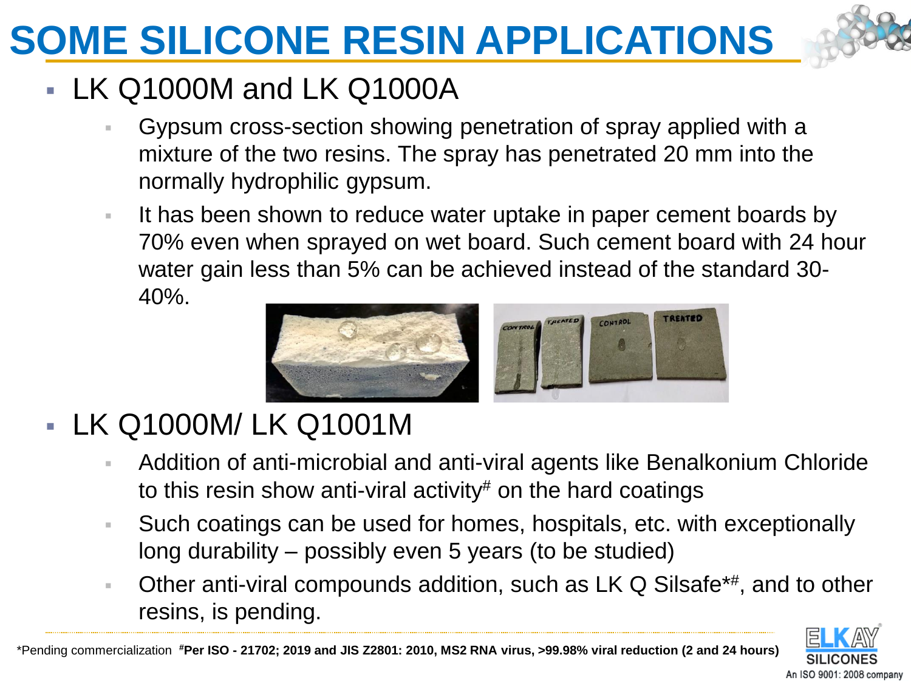# SOME SILICONE RESIN APPLICATIONS

- LK Q1000M and LK Q1000A
  - Gypsum cross-section showing penetration of spray applied with a mixture of the two resins. The spray has penetrated 20 mm into the normally hydrophilic gypsum.
  - It has been shown to reduce water uptake in paper cement boards by 70% even when sprayed on wet board. Such cement board with 24 hour water gain less than 5% can be achieved instead of the standard 30-40%.

- LK Q1000M/ LK Q1001M
  - Addition of anti-microbial and anti-viral agents like Benalkonium Chloride to this resin show anti-viral activity# on the hard coatings
  - Such coatings can be used for homes, hospitals, etc. with exceptionally long durability – possibly even 5 years (to be studied)
  - Other anti-viral compounds addition, such as LK Q Silsafe*#, and to other resins, is pending.

*Pending commercialization **#Per ISO - 21702; 2019 and JIS Z2801: 2010, MS2 RNA virus, >99.98% viral reduction (2 and 24 hours)**

ELKAY SILICONES
An ISO 9001: 2008 company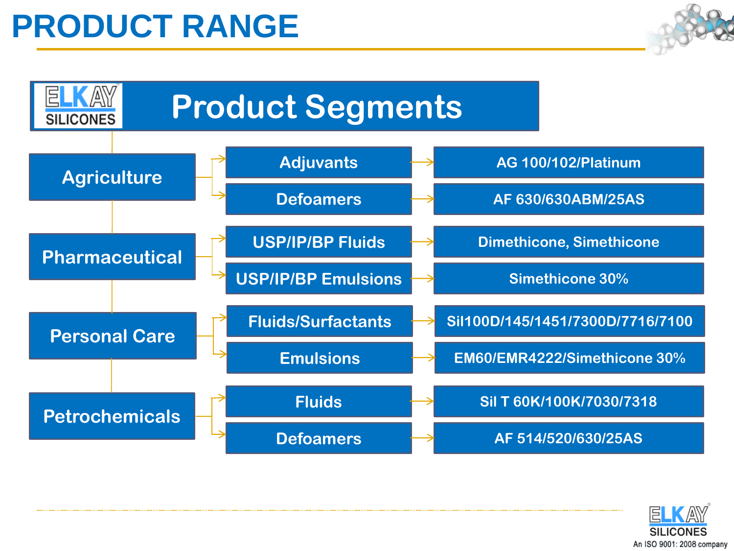# PRODUCT RANGE

## Product Segments

| Segment | Category | Products |
| --- | --- | --- |
| Agriculture | Adjuvants | AG 100/102/Platinum |
| | Defoamers | AF 630/630ABM/25AS |
| Pharmaceutical | USP/IP/BP Fluids | Dimethicone, Simethicone |
| | USP/IP/BP Emulsions | Simethicone 30% |
| Personal Care | Fluids/Surfactants | Sil100D/145/1451/7300D/7716/7100 |
| | Emulsions | EM60/EMR4222/Simethicone 30% |
| Petrochemicals | Fluids | Sil T 60K/100K/7030/7318 |
| | Defoamers | AF 514/520/630/25AS |

ELKAY SILICONES
An ISO 9001: 2008 company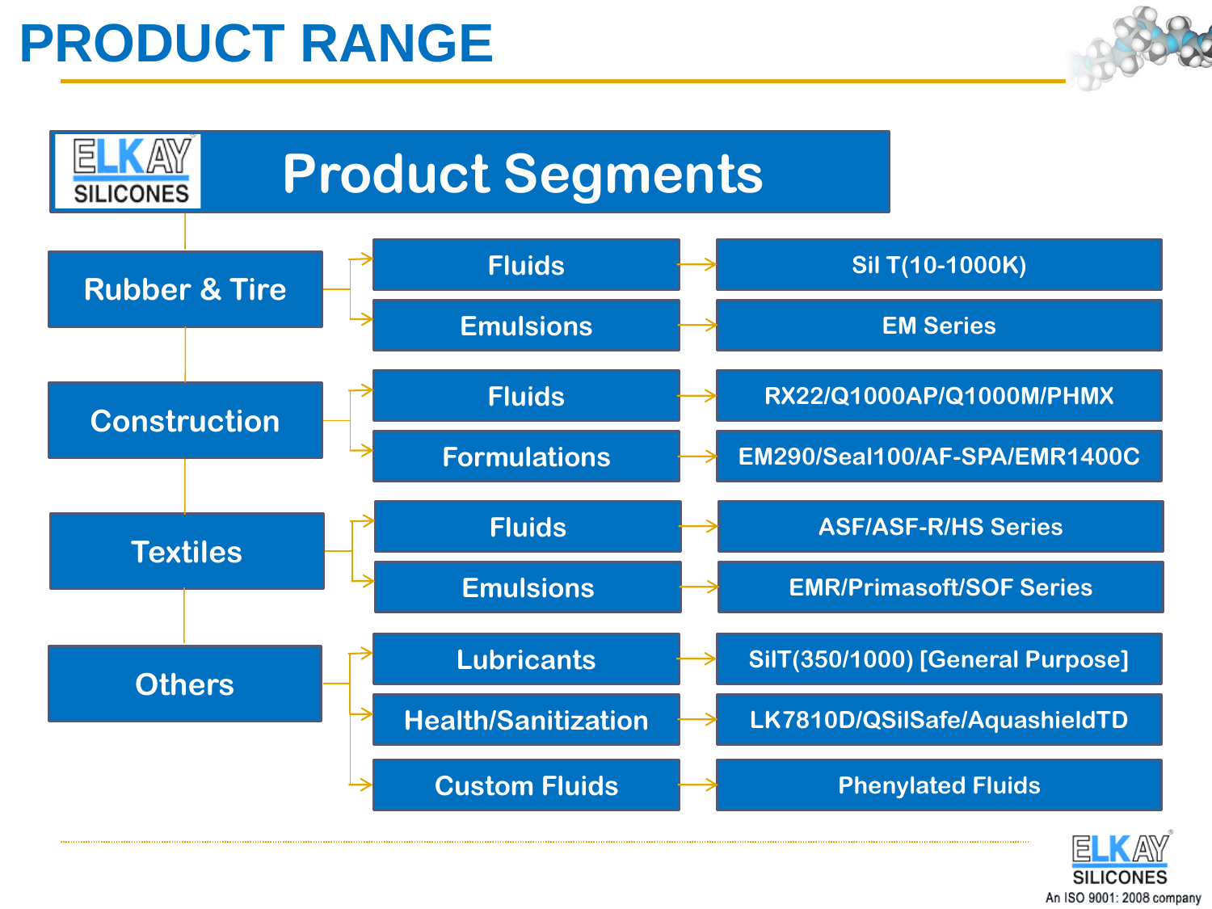# PRODUCT RANGE

## Product Segments

| Segment | Category | Products |
| --- | --- | --- |
| Rubber & Tire | Fluids | Sil T(10-1000K) |
| | Emulsions | EM Series |
| Construction | Fluids | RX22/Q1000AP/Q1000M/PHMX |
| | Formulations | EM290/Seal100/AF-SPA/EMR1400C |
| Textiles | Fluids | ASF/ASF-R/HS Series |
| | Emulsions | EMR/Primasoft/SOF Series |
| Others | Lubricants | SilT(350/1000) [General Purpose] |
| | Health/Sanitization | LK7810D/QSilSafe/AquashieldTD |
| | Custom Fluids | Phenylated Fluids |

ELKAY SILICONES
An ISO 9001: 2008 company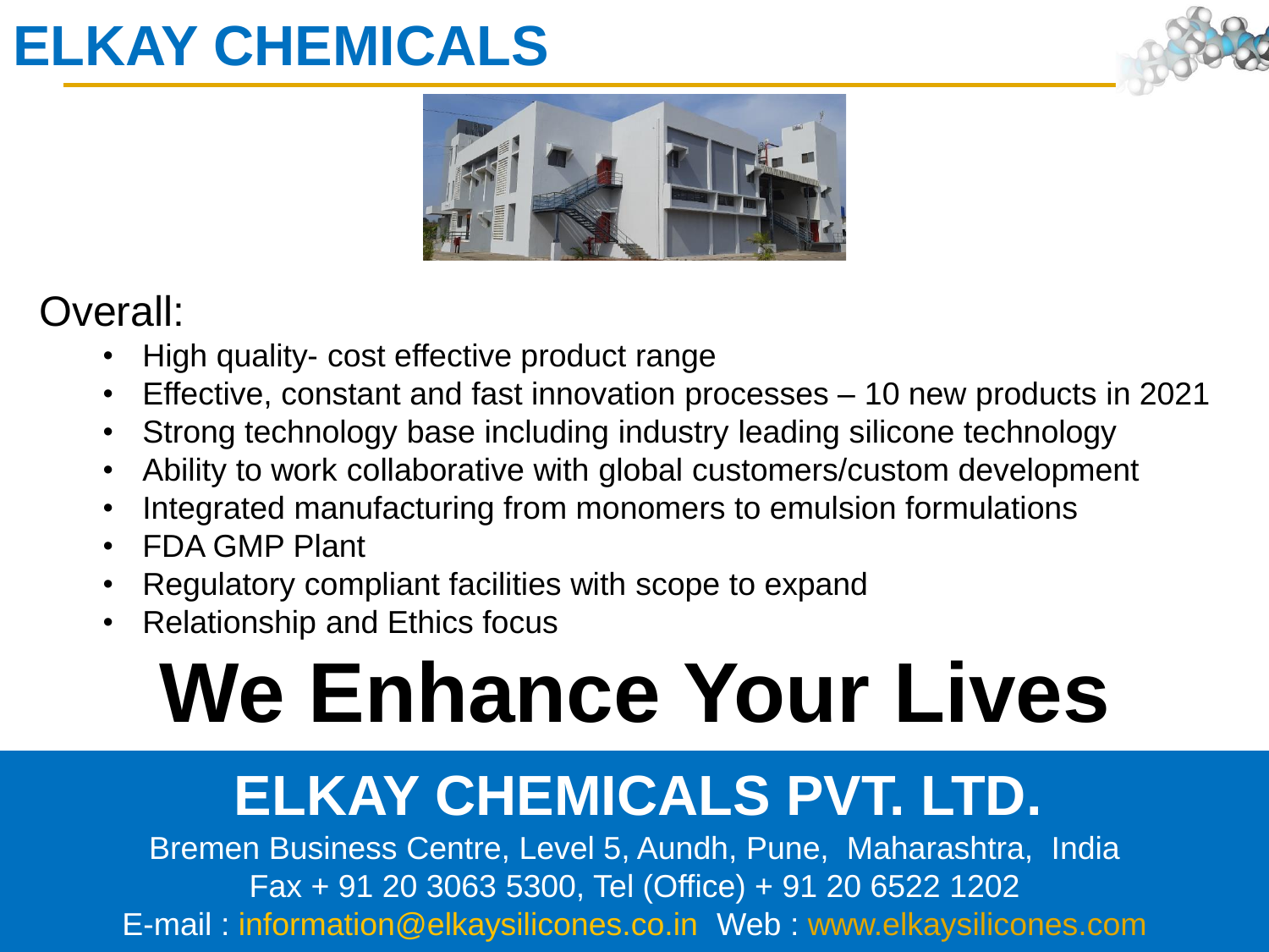# ELKAY CHEMICALS

Overall:

- High quality- cost effective product range
- Effective, constant and fast innovation processes – 10 new products in 2021
- Strong technology base including industry leading silicone technology
- Ability to work collaborative with global customers/custom development
- Integrated manufacturing from monomers to emulsion formulations
- FDA GMP Plant
- Regulatory compliant facilities with scope to expand
- Relationship and Ethics focus

# We Enhance Your Lives

## ELKAY CHEMICALS PVT. LTD.

Bremen Business Centre, Level 5, Aundh, Pune, Maharashtra, India
Fax + 91 20 3063 5300, Tel (Office) + 91 20 6522 1202
E-mail : information@elkaysilicones.co.in Web : www.elkaysilicones.com